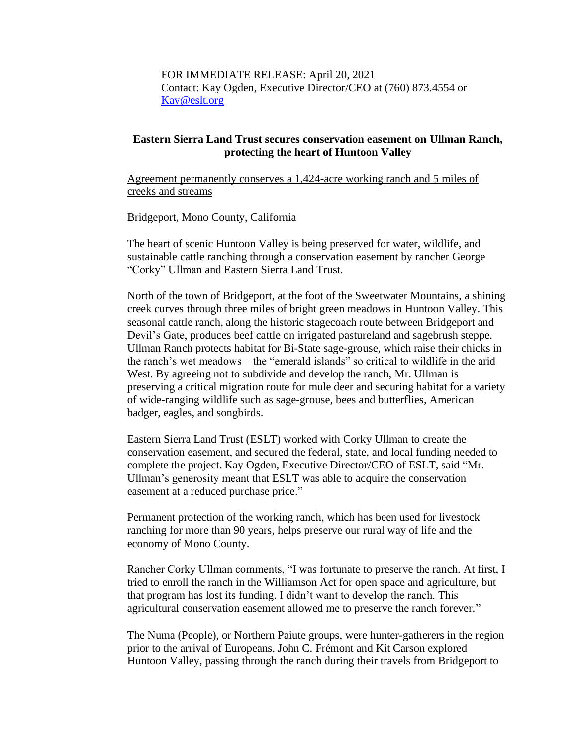FOR IMMEDIATE RELEASE: April 20, 2021
Contact: Kay Ogden, Executive Director/CEO at (760) 873.4554 or [Kay@eslt.org](mailto:Kay@eslt.org)

**Eastern Sierra Land Trust secures conservation easement on Ullman Ranch, protecting the heart of Huntoon Valley**

<u>Agreement permanently conserves a 1,424-acre working ranch and 5 miles of creeks and streams</u>

Bridgeport, Mono County, California

The heart of scenic Huntoon Valley is being preserved for water, wildlife, and sustainable cattle ranching through a conservation easement by rancher George "Corky" Ullman and Eastern Sierra Land Trust.

North of the town of Bridgeport, at the foot of the Sweetwater Mountains, a shining creek curves through three miles of bright green meadows in Huntoon Valley. This seasonal cattle ranch, along the historic stagecoach route between Bridgeport and Devil's Gate, produces beef cattle on irrigated pastureland and sagebrush steppe. Ullman Ranch protects habitat for Bi-State sage-grouse, which raise their chicks in the ranch's wet meadows – the "emerald islands" so critical to wildlife in the arid West. By agreeing not to subdivide and develop the ranch, Mr. Ullman is preserving a critical migration route for mule deer and securing habitat for a variety of wide-ranging wildlife such as sage-grouse, bees and butterflies, American badger, eagles, and songbirds.

Eastern Sierra Land Trust (ESLT) worked with Corky Ullman to create the conservation easement, and secured the federal, state, and local funding needed to complete the project. Kay Ogden, Executive Director/CEO of ESLT, said "Mr. Ullman's generosity meant that ESLT was able to acquire the conservation easement at a reduced purchase price."

Permanent protection of the working ranch, which has been used for livestock ranching for more than 90 years, helps preserve our rural way of life and the economy of Mono County.

Rancher Corky Ullman comments, "I was fortunate to preserve the ranch. At first, I tried to enroll the ranch in the Williamson Act for open space and agriculture, but that program has lost its funding. I didn't want to develop the ranch. This agricultural conservation easement allowed me to preserve the ranch forever."

The Numa (People), or Northern Paiute groups, were hunter-gatherers in the region prior to the arrival of Europeans. John C. Frémont and Kit Carson explored Huntoon Valley, passing through the ranch during their travels from Bridgeport to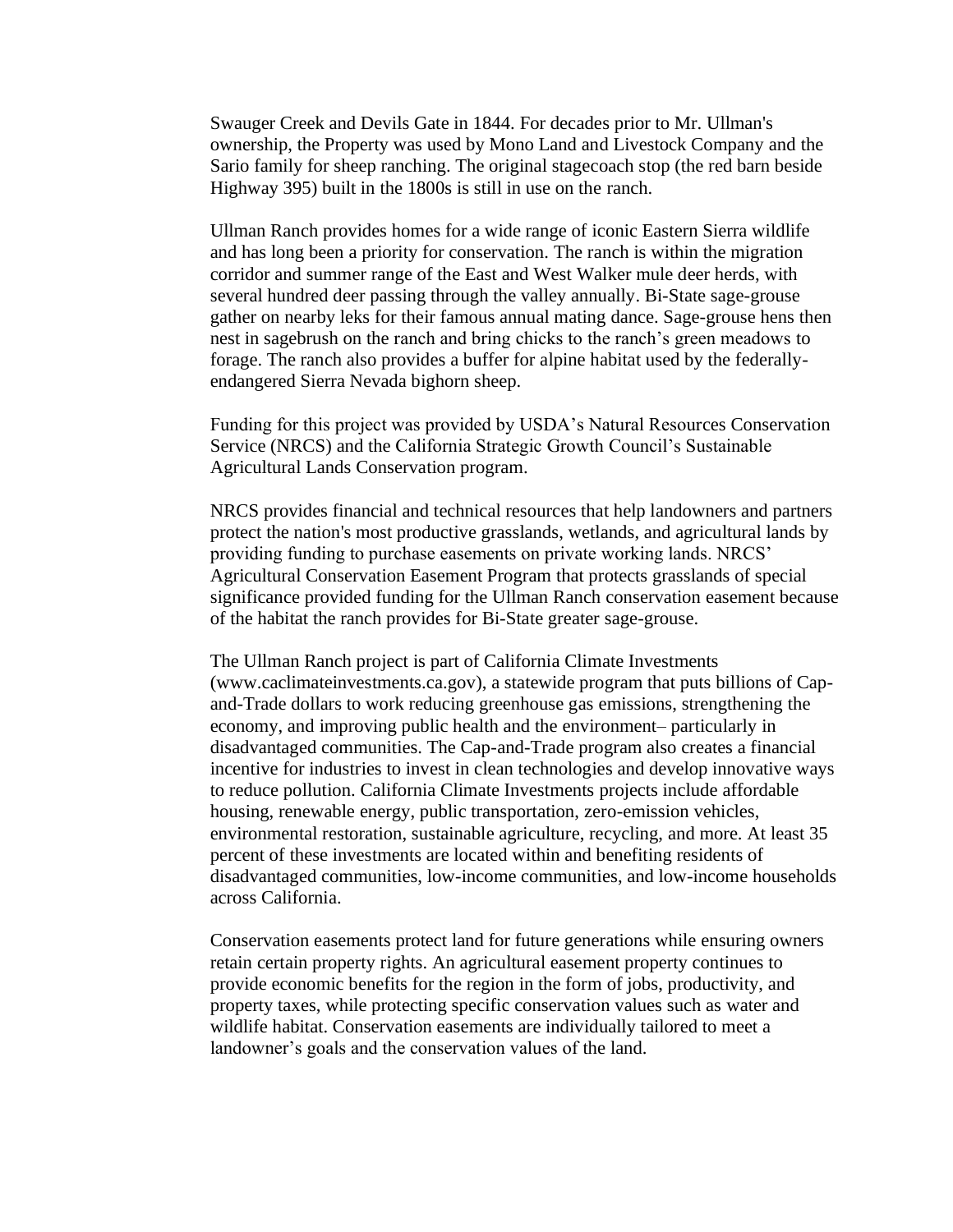Swauger Creek and Devils Gate in 1844. For decades prior to Mr. Ullman's ownership, the Property was used by Mono Land and Livestock Company and the Sario family for sheep ranching. The original stagecoach stop (the red barn beside Highway 395) built in the 1800s is still in use on the ranch.

Ullman Ranch provides homes for a wide range of iconic Eastern Sierra wildlife and has long been a priority for conservation. The ranch is within the migration corridor and summer range of the East and West Walker mule deer herds, with several hundred deer passing through the valley annually. Bi-State sage-grouse gather on nearby leks for their famous annual mating dance. Sage-grouse hens then nest in sagebrush on the ranch and bring chicks to the ranch's green meadows to forage. The ranch also provides a buffer for alpine habitat used by the federally-endangered Sierra Nevada bighorn sheep.

Funding for this project was provided by USDA's Natural Resources Conservation Service (NRCS) and the California Strategic Growth Council's Sustainable Agricultural Lands Conservation program.

NRCS provides financial and technical resources that help landowners and partners protect the nation's most productive grasslands, wetlands, and agricultural lands by providing funding to purchase easements on private working lands. NRCS' Agricultural Conservation Easement Program that protects grasslands of special significance provided funding for the Ullman Ranch conservation easement because of the habitat the ranch provides for Bi-State greater sage-grouse.

The Ullman Ranch project is part of California Climate Investments (www.caclimateinvestments.ca.gov), a statewide program that puts billions of Cap-and-Trade dollars to work reducing greenhouse gas emissions, strengthening the economy, and improving public health and the environment– particularly in disadvantaged communities. The Cap-and-Trade program also creates a financial incentive for industries to invest in clean technologies and develop innovative ways to reduce pollution. California Climate Investments projects include affordable housing, renewable energy, public transportation, zero-emission vehicles, environmental restoration, sustainable agriculture, recycling, and more. At least 35 percent of these investments are located within and benefiting residents of disadvantaged communities, low-income communities, and low-income households across California.

Conservation easements protect land for future generations while ensuring owners retain certain property rights. An agricultural easement property continues to provide economic benefits for the region in the form of jobs, productivity, and property taxes, while protecting specific conservation values such as water and wildlife habitat. Conservation easements are individually tailored to meet a landowner's goals and the conservation values of the land.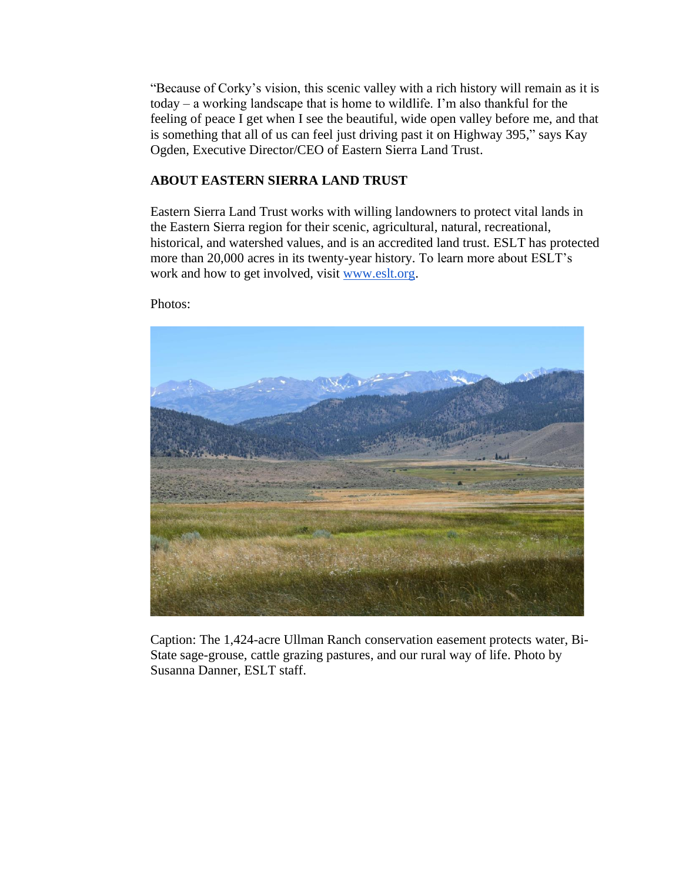"Because of Corky's vision, this scenic valley with a rich history will remain as it is today – a working landscape that is home to wildlife. I'm also thankful for the feeling of peace I get when I see the beautiful, wide open valley before me, and that is something that all of us can feel just driving past it on Highway 395," says Kay Ogden, Executive Director/CEO of Eastern Sierra Land Trust.

**ABOUT EASTERN SIERRA LAND TRUST**

Eastern Sierra Land Trust works with willing landowners to protect vital lands in the Eastern Sierra region for their scenic, agricultural, natural, recreational, historical, and watershed values, and is an accredited land trust. ESLT has protected more than 20,000 acres in its twenty-year history. To learn more about ESLT's work and how to get involved, visit [www.eslt.org](http://www.eslt.org).

Photos:

Caption: The 1,424-acre Ullman Ranch conservation easement protects water, Bi-State sage-grouse, cattle grazing pastures, and our rural way of life. Photo by Susanna Danner, ESLT staff.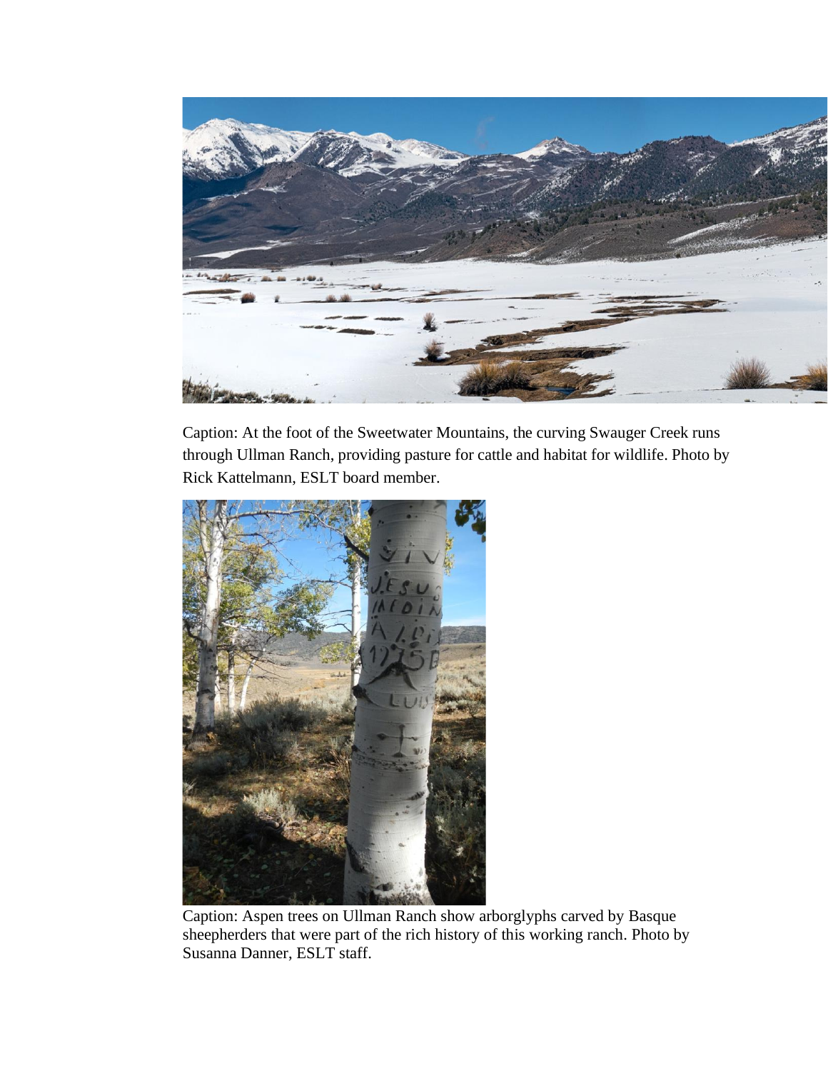Caption: At the foot of the Sweetwater Mountains, the curving Swauger Creek runs through Ullman Ranch, providing pasture for cattle and habitat for wildlife. Photo by Rick Kattelmann, ESLT board member.

Caption: Aspen trees on Ullman Ranch show arborglyphs carved by Basque sheepherders that were part of the rich history of this working ranch. Photo by Susanna Danner, ESLT staff.